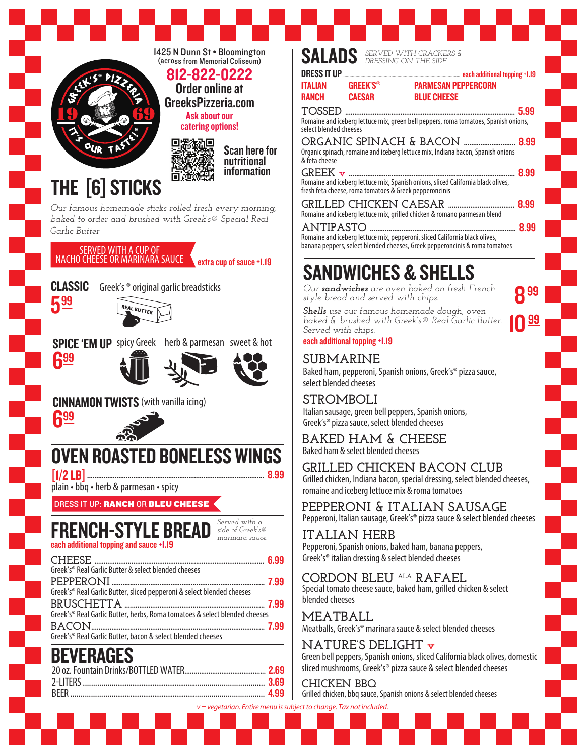1425 N Dunn St • Bloomington
(across from Memorial Coliseum)

**812-822-0222**

**Order online at GreeksPizzeria.com**

Ask about our catering options!

Scan here for nutritional information

## THE [6] STICKS

*Our famous homemade sticks rolled fresh every morning, baked to order and brushed with Greek's® Special Real Garlic Butter*

SERVED WITH A CUP OF NACHO CHEESE OR MARINARA SAUCE — extra cup of sauce +1.19

**CLASSIC** Greek's® original garlic breadsticks — 5.99

**SPICE 'EM UP** spicy Greek, herb & parmesan, sweet & hot — 6.99

**CINNAMON TWISTS** (with vanilla icing) — 6.99

## OVEN ROASTED BONELESS WINGS

[1/2 LB] ........ 8.99

plain • bbq • herb & parmesan • spicy

DRESS IT UP: **RANCH** OR **BLEU CHEESE**

## FRENCH-STYLE BREAD

*Served with a side of Greek's® marinara sauce.*

each additional topping and sauce +1.19

**CHEESE** ........ 6.99
Greek's® Real Garlic Butter & select blended cheeses

**PEPPERONI** ........ 7.99
Greek's® Real Garlic Butter, sliced pepperoni & select blended cheeses

**BRUSCHETTA** ........ 7.99
Greek's® Real Garlic Butter, herbs, Roma tomatoes & select blended cheeses

**BACON** ........ 7.99
Greek's® Real Garlic Butter, bacon & select blended cheeses

## BEVERAGES

20 oz. Fountain Drinks/BOTTLED WATER ........ 2.69
2-LITERS ........ 3.69
BEER ........ 4.99

## SALADS

*SERVED WITH CRACKERS & DRESSING ON THE SIDE*

**DRESS IT UP** ........ each additional topping +1.19

ITALIAN, GREEK'S®, PARMESAN PEPPERCORN, RANCH, CAESAR, BLUE CHEESE

**TOSSED** ........ 5.99
Romaine and iceberg lettuce mix, green bell peppers, roma tomatoes, Spanish onions, select blended cheeses

**ORGANIC SPINACH & BACON** ........ 8.99
Organic spinach, romaine and iceberg lettuce mix, Indiana bacon, Spanish onions & feta cheese

**GREEK** v ........ 8.99
Romaine and iceberg lettuce mix, Spanish onions, sliced California black olives, fresh feta cheese, roma tomatoes & Greek pepperoncinis

**GRILLED CHICKEN CAESAR** ........ 8.99
Romaine and iceberg lettuce mix, grilled chicken & romano parmesan blend

**ANTIPASTO** ........ 8.99
Romaine and iceberg lettuce mix, pepperoni, sliced California black olives, banana peppers, select blended cheeses, Greek pepperoncinis & roma tomatoes

## SANDWICHES & SHELLS

*Our **sandwiches** are oven baked on fresh French style bread and served with chips.* — 8.99

***Shells** use our famous homemade dough, oven-baked & brushed with Greek's® Real Garlic Butter. Served with chips.* — 10.99

each additional topping +1.19

**SUBMARINE**
Baked ham, pepperoni, Spanish onions, Greek's® pizza sauce, select blended cheeses

**STROMBOLI**
Italian sausage, green bell peppers, Spanish onions, Greek's® pizza sauce, select blended cheeses

**BAKED HAM & CHEESE**
Baked ham & select blended cheeses

**GRILLED CHICKEN BACON CLUB**
Grilled chicken, Indiana bacon, special dressing, select blended cheeses, romaine and iceberg lettuce mix & roma tomatoes

**PEPPERONI & ITALIAN SAUSAGE**
Pepperoni, Italian sausage, Greek's® pizza sauce & select blended cheeses

**ITALIAN HERB**
Pepperoni, Spanish onions, baked ham, banana peppers, Greek's® italian dressing & select blended cheeses

**CORDON BLEU ALA RAFAEL**
Special tomato cheese sauce, baked ham, grilled chicken & select blended cheeses

**MEATBALL**
Meatballs, Greek's® marinara sauce & select blended cheeses

**NATURE'S DELIGHT** v
Green bell peppers, Spanish onions, sliced California black olives, domestic sliced mushrooms, Greek's® pizza sauce & select blended cheeses

**CHICKEN BBQ**
Grilled chicken, bbq sauce, Spanish onions & select blended cheeses

*v = vegetarian. Entire menu is subject to change. Tax not included.*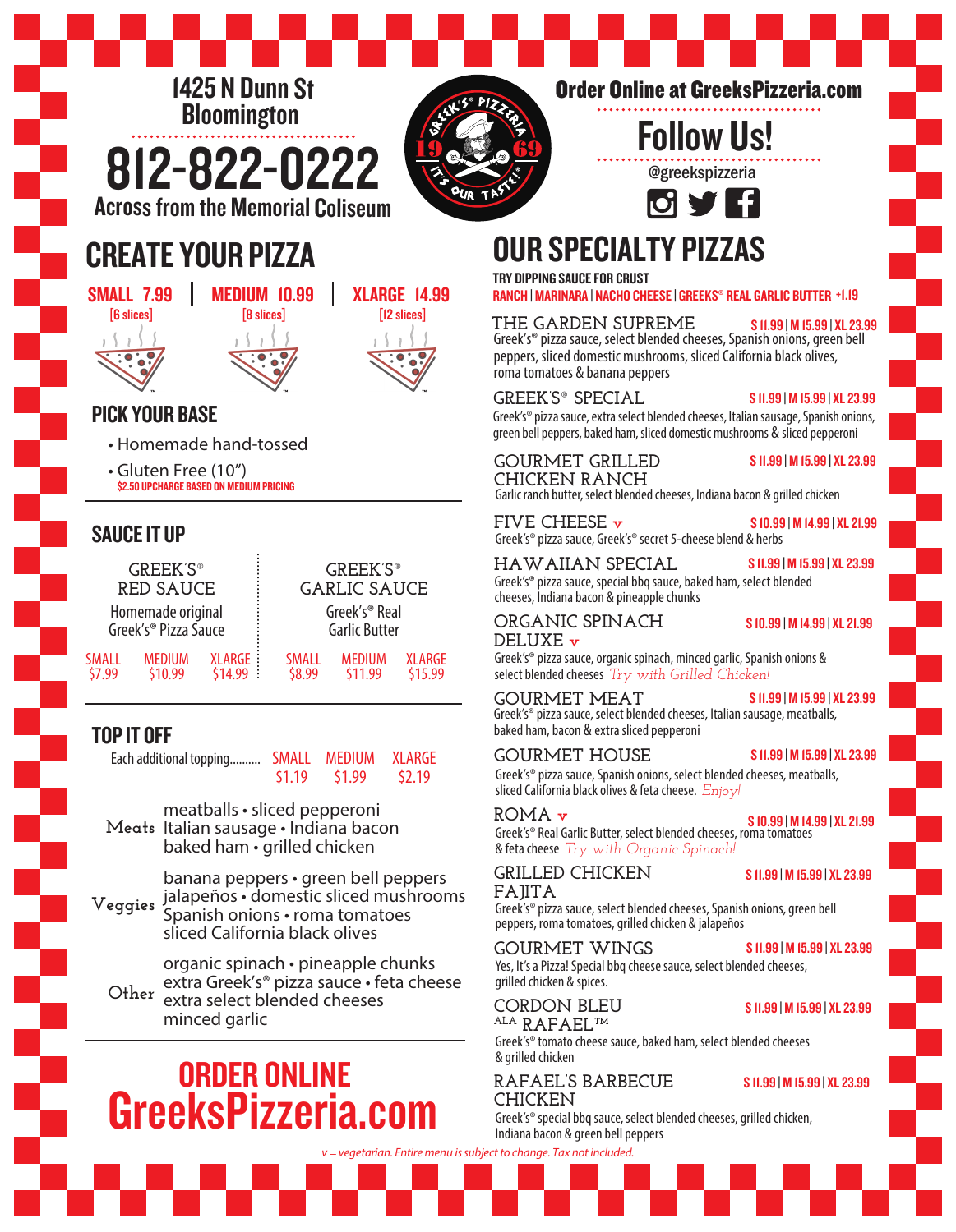1425 N Dunn St
Bloomington

# 812-822-0222

Across from the Memorial Coliseum

Order Online at GreeksPizzeria.com

## Follow Us!

@greekspizzeria

# CREATE YOUR PIZZA

| SMALL 7.99 | MEDIUM 10.99 | XLARGE 14.99 |
|---|---|---|
| [6 slices] | [8 slices] | [12 slices] |

## PICK YOUR BASE

- Homemade hand-tossed
- Gluten Free (10")
  $2.50 UPCHARGE BASED ON MEDIUM PRICING

## SAUCE IT UP

**GREEK'S® RED SAUCE**
Homemade original Greek's® Pizza Sauce

| SMALL | MEDIUM | XLARGE |
|---|---|---|
| $7.99 | $10.99 | $14.99 |

**GREEK'S® GARLIC SAUCE**
Greek's® Real Garlic Butter

| SMALL | MEDIUM | XLARGE |
|---|---|---|
| $8.99 | $11.99 | $15.99 |

## TOP IT OFF

| Each additional topping.......... | SMALL | MEDIUM | XLARGE |
|---|---|---|---|
| | $1.19 | $1.99 | $2.19 |

**Meats**
meatballs • sliced pepperoni
Italian sausage • Indiana bacon
baked ham • grilled chicken

**Veggies**
banana peppers • green bell peppers
jalapeños • domestic sliced mushrooms
Spanish onions • roma tomatoes
sliced California black olives

**Other**
organic spinach • pineapple chunks
extra Greek's® pizza sauce • feta cheese
extra select blended cheeses
minced garlic

## ORDER ONLINE
## GreeksPizzeria.com

# OUR SPECIALTY PIZZAS

**TRY DIPPING SAUCE FOR CRUST**
RANCH | MARINARA | NACHO CHEESE | GREEKS® REAL GARLIC BUTTER +1.19

**THE GARDEN SUPREME** — S 11.99 | M 15.99 | XL 23.99
Greek's® pizza sauce, select blended cheeses, Spanish onions, green bell peppers, sliced domestic mushrooms, sliced California black olives, roma tomatoes & banana peppers

**GREEK'S® SPECIAL** — S 11.99 | M 15.99 | XL 23.99
Greek's® pizza sauce, extra select blended cheeses, Italian sausage, Spanish onions, green bell peppers, baked ham, sliced domestic mushrooms & sliced pepperoni

**GOURMET GRILLED CHICKEN RANCH** — S 11.99 | M 15.99 | XL 23.99
Garlic ranch butter, select blended cheeses, Indiana bacon & grilled chicken

**FIVE CHEESE** v — S 10.99 | M 14.99 | XL 21.99
Greek's® pizza sauce, Greek's® secret 5-cheese blend & herbs

**HAWAIIAN SPECIAL** — S 11.99 | M 15.99 | XL 23.99
Greek's® pizza sauce, special bbq sauce, baked ham, select blended cheeses, Indiana bacon & pineapple chunks

**ORGANIC SPINACH DELUXE** v — S 10.99 | M 14.99 | XL 21.99
Greek's® pizza sauce, organic spinach, minced garlic, Spanish onions & select blended cheeses *Try with Grilled Chicken!*

**GOURMET MEAT** — S 11.99 | M 15.99 | XL 23.99
Greek's® pizza sauce, select blended cheeses, Italian sausage, meatballs, baked ham, bacon & extra sliced pepperoni

**GOURMET HOUSE** — S 11.99 | M 15.99 | XL 23.99
Greek's® pizza sauce, Spanish onions, select blended cheeses, meatballs, sliced California black olives & feta cheese. *Enjoy!*

**ROMA** v — S 10.99 | M 14.99 | XL 21.99
Greek's® Real Garlic Butter, select blended cheeses, roma tomatoes & feta cheese *Try with Organic Spinach!*

**GRILLED CHICKEN FAJITA** — S 11.99 | M 15.99 | XL 23.99
Greek's® pizza sauce, select blended cheeses, Spanish onions, green bell peppers, roma tomatoes, grilled chicken & jalapeños

**GOURMET WINGS** — S 11.99 | M 15.99 | XL 23.99
Yes, It's a Pizza! Special bbq cheese sauce, select blended cheeses, grilled chicken & spices.

**CORDON BLEU ALA RAFAEL™** — S 11.99 | M 15.99 | XL 23.99
Greek's® tomato cheese sauce, baked ham, select blended cheeses & grilled chicken

**RAFAEL'S BARBECUE CHICKEN** — S 11.99 | M 15.99 | XL 23.99
Greek's® special bbq sauce, select blended cheeses, grilled chicken, Indiana bacon & green bell peppers

*v = vegetarian. Entire menu is subject to change. Tax not included.*